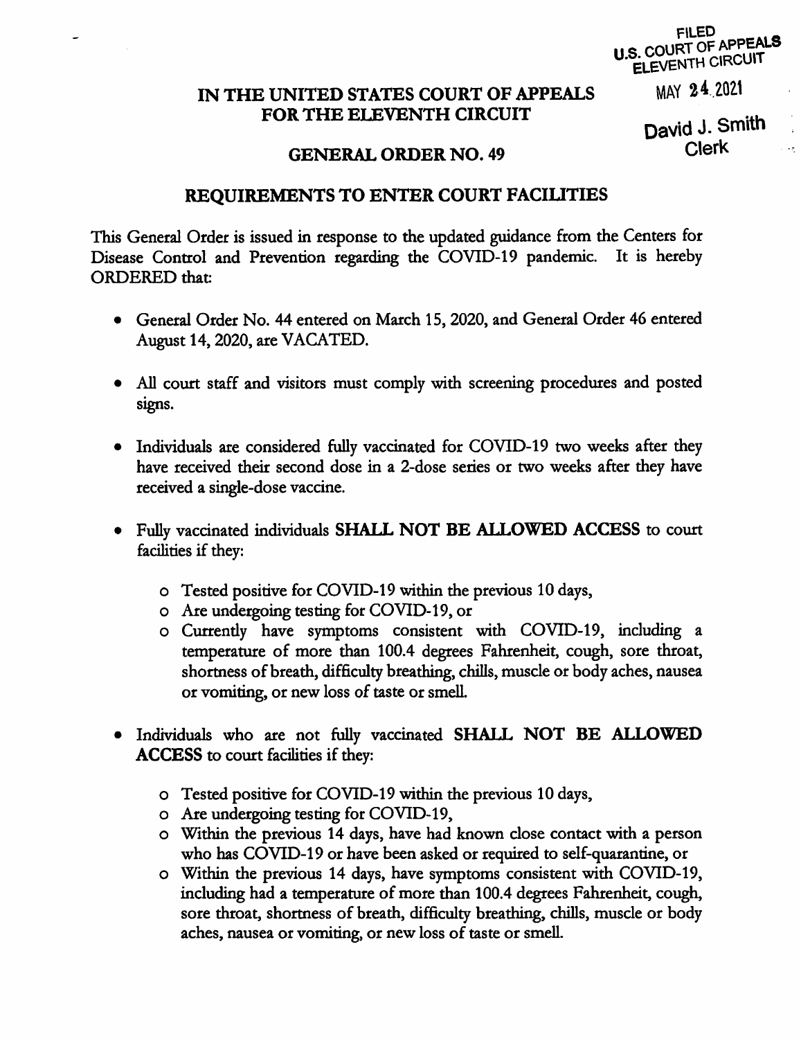FILED
U.S. COURT OF APPEALS
ELEVENTH CIRCUIT

MAY 24 2021

David J. Smith
Clerk

# IN THE UNITED STATES COURT OF APPEALS FOR THE ELEVENTH CIRCUIT

## GENERAL ORDER NO. 49

## REQUIREMENTS TO ENTER COURT FACILITIES

This General Order is issued in response to the updated guidance from the Centers for Disease Control and Prevention regarding the COVID-19 pandemic. It is hereby ORDERED that:

- General Order No. 44 entered on March 15, 2020, and General Order 46 entered August 14, 2020, are VACATED.

- All court staff and visitors must comply with screening procedures and posted signs.

- Individuals are considered fully vaccinated for COVID-19 two weeks after they have received their second dose in a 2-dose series or two weeks after they have received a single-dose vaccine.

- Fully vaccinated individuals **SHALL NOT BE ALLOWED ACCESS** to court facilities if they:

    - Tested positive for COVID-19 within the previous 10 days,
    - Are undergoing testing for COVID-19, or
    - Currently have symptoms consistent with COVID-19, including a temperature of more than 100.4 degrees Fahrenheit, cough, sore throat, shortness of breath, difficulty breathing, chills, muscle or body aches, nausea or vomiting, or new loss of taste or smell.

- Individuals who are not fully vaccinated **SHALL NOT BE ALLOWED ACCESS** to court facilities if they:

    - Tested positive for COVID-19 within the previous 10 days,
    - Are undergoing testing for COVID-19,
    - Within the previous 14 days, have had known close contact with a person who has COVID-19 or have been asked or required to self-quarantine, or
    - Within the previous 14 days, have symptoms consistent with COVID-19, including had a temperature of more than 100.4 degrees Fahrenheit, cough, sore throat, shortness of breath, difficulty breathing, chills, muscle or body aches, nausea or vomiting, or new loss of taste or smell.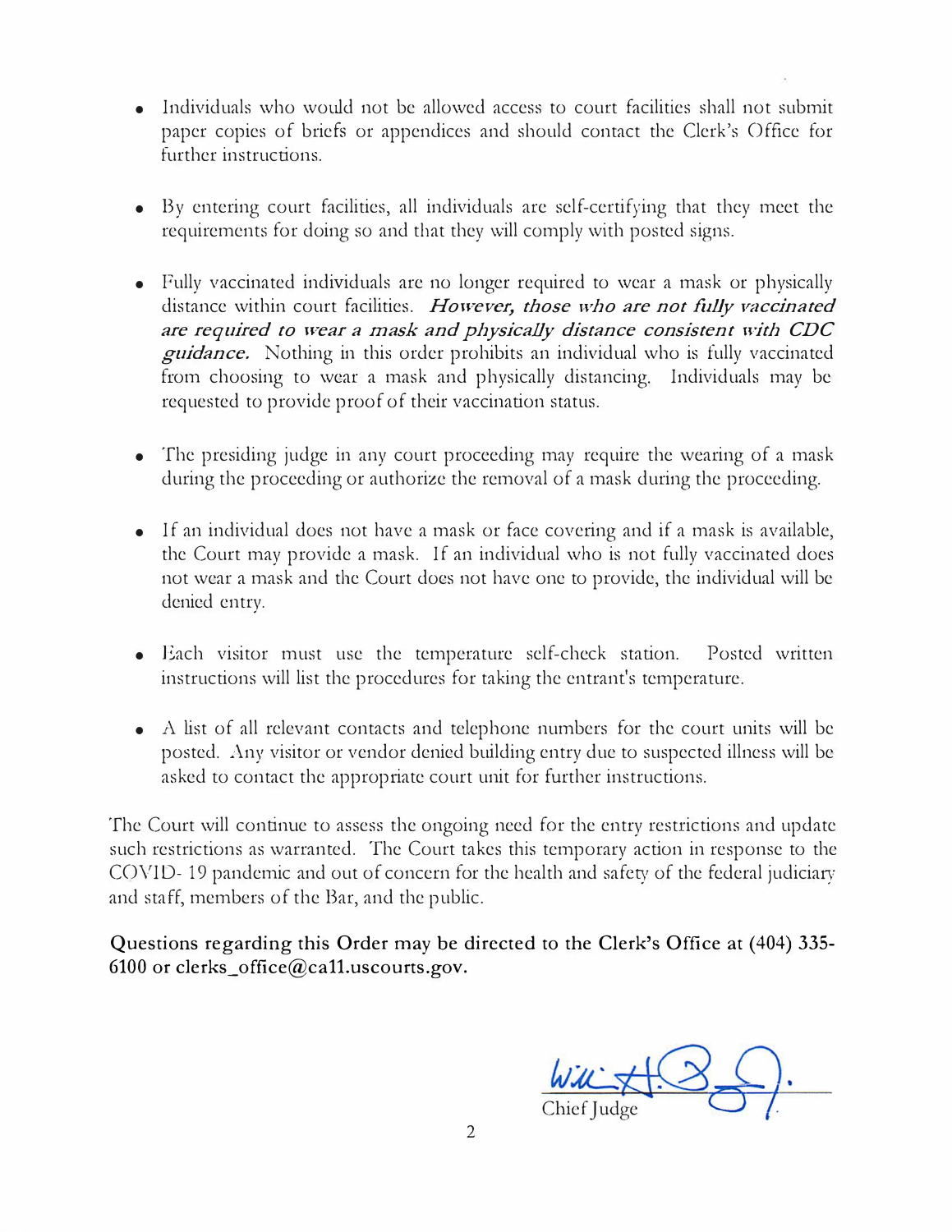- Individuals who would not be allowed access to court facilities shall not submit paper copies of briefs or appendices and should contact the Clerk's Office for further instructions.

- By entering court facilities, all individuals are self-certifying that they meet the requirements for doing so and that they will comply with posted signs.

- Fully vaccinated individuals are no longer required to wear a mask or physically distance within court facilities. ***However, those who are not fully vaccinated are required to wear a mask and physically distance consistent with CDC guidance.*** Nothing in this order prohibits an individual who is fully vaccinated from choosing to wear a mask and physically distancing. Individuals may be requested to provide proof of their vaccination status.

- The presiding judge in any court proceeding may require the wearing of a mask during the proceeding or authorize the removal of a mask during the proceeding.

- If an individual does not have a mask or face covering and if a mask is available, the Court may provide a mask. If an individual who is not fully vaccinated does not wear a mask and the Court does not have one to provide, the individual will be denied entry.

- Each visitor must use the temperature self-check station. Posted written instructions will list the procedures for taking the entrant's temperature.

- A list of all relevant contacts and telephone numbers for the court units will be posted. Any visitor or vendor denied building entry due to suspected illness will be asked to contact the appropriate court unit for further instructions.

The Court will continue to assess the ongoing need for the entry restrictions and update such restrictions as warranted. The Court takes this temporary action in response to the COVID- 19 pandemic and out of concern for the health and safety of the federal judiciary and staff, members of the Bar, and the public.

**Questions regarding this Order may be directed to the Clerk's Office at (404) 335-6100 or clerks_office@ca11.uscourts.gov.**

Chief Judge